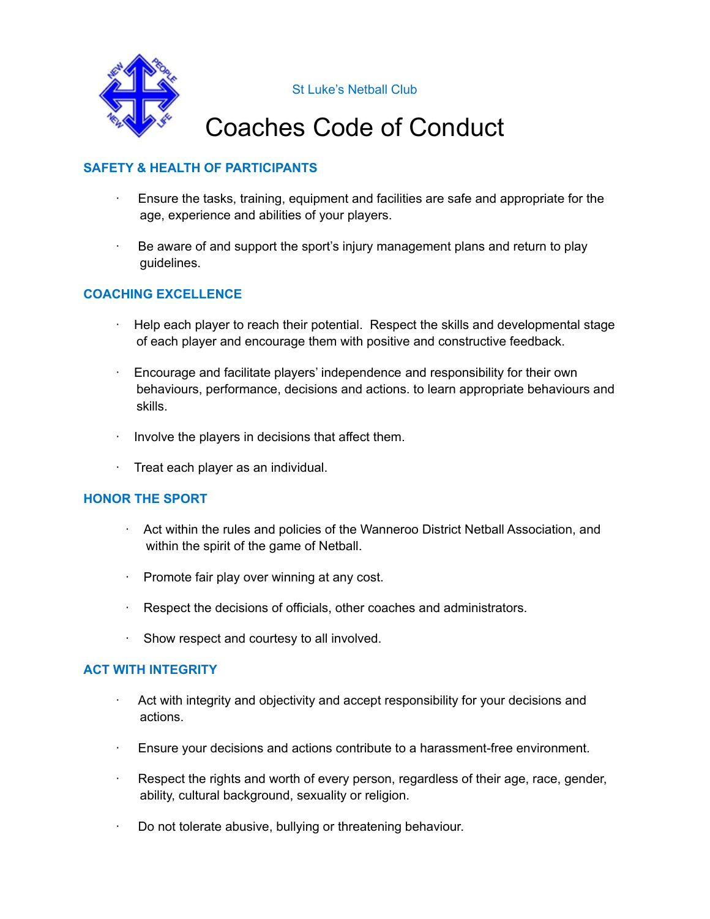St Luke's Netball Club

# Coaches Code of Conduct

## SAFETY & HEALTH OF PARTICIPANTS

- Ensure the tasks, training, equipment and facilities are safe and appropriate for the age, experience and abilities of your players.
- Be aware of and support the sport's injury management plans and return to play guidelines.

## COACHING EXCELLENCE

- Help each player to reach their potential. Respect the skills and developmental stage of each player and encourage them with positive and constructive feedback.
- Encourage and facilitate players' independence and responsibility for their own behaviours, performance, decisions and actions. to learn appropriate behaviours and skills.
- Involve the players in decisions that affect them.
- Treat each player as an individual.

## HONOR THE SPORT

- Act within the rules and policies of the Wanneroo District Netball Association, and within the spirit of the game of Netball.
- Promote fair play over winning at any cost.
- Respect the decisions of officials, other coaches and administrators.
- Show respect and courtesy to all involved.

## ACT WITH INTEGRITY

- Act with integrity and objectivity and accept responsibility for your decisions and actions.
- Ensure your decisions and actions contribute to a harassment-free environment.
- Respect the rights and worth of every person, regardless of their age, race, gender, ability, cultural background, sexuality or religion.
- Do not tolerate abusive, bullying or threatening behaviour.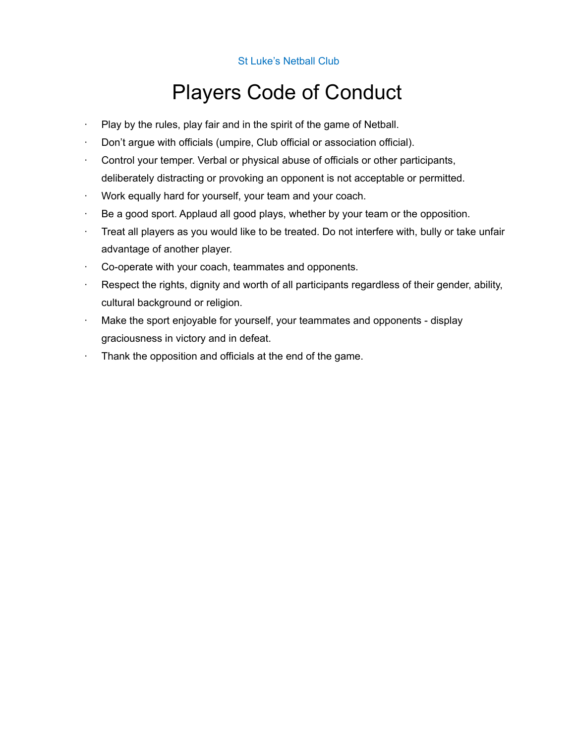St Luke's Netball Club

# Players Code of Conduct

- Play by the rules, play fair and in the spirit of the game of Netball.
- Don't argue with officials (umpire, Club official or association official).
- Control your temper. Verbal or physical abuse of officials or other participants, deliberately distracting or provoking an opponent is not acceptable or permitted.
- Work equally hard for yourself, your team and your coach.
- Be a good sport. Applaud all good plays, whether by your team or the opposition.
- Treat all players as you would like to be treated. Do not interfere with, bully or take unfair advantage of another player.
- Co-operate with your coach, teammates and opponents.
- Respect the rights, dignity and worth of all participants regardless of their gender, ability, cultural background or religion.
- Make the sport enjoyable for yourself, your teammates and opponents - display graciousness in victory and in defeat.
- Thank the opposition and officials at the end of the game.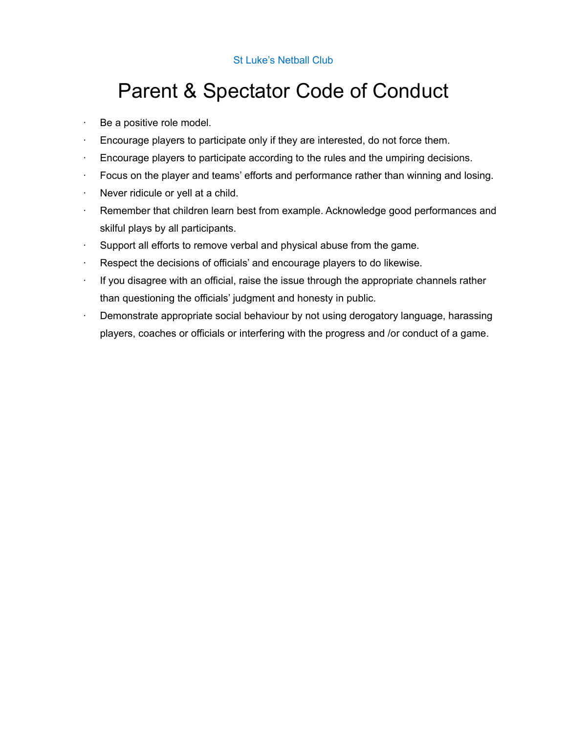St Luke's Netball Club

# Parent & Spectator Code of Conduct

- Be a positive role model.
- Encourage players to participate only if they are interested, do not force them.
- Encourage players to participate according to the rules and the umpiring decisions.
- Focus on the player and teams' efforts and performance rather than winning and losing.
- Never ridicule or yell at a child.
- Remember that children learn best from example. Acknowledge good performances and skilful plays by all participants.
- Support all efforts to remove verbal and physical abuse from the game.
- Respect the decisions of officials' and encourage players to do likewise.
- If you disagree with an official, raise the issue through the appropriate channels rather than questioning the officials' judgment and honesty in public.
- Demonstrate appropriate social behaviour by not using derogatory language, harassing players, coaches or officials or interfering with the progress and /or conduct of a game.